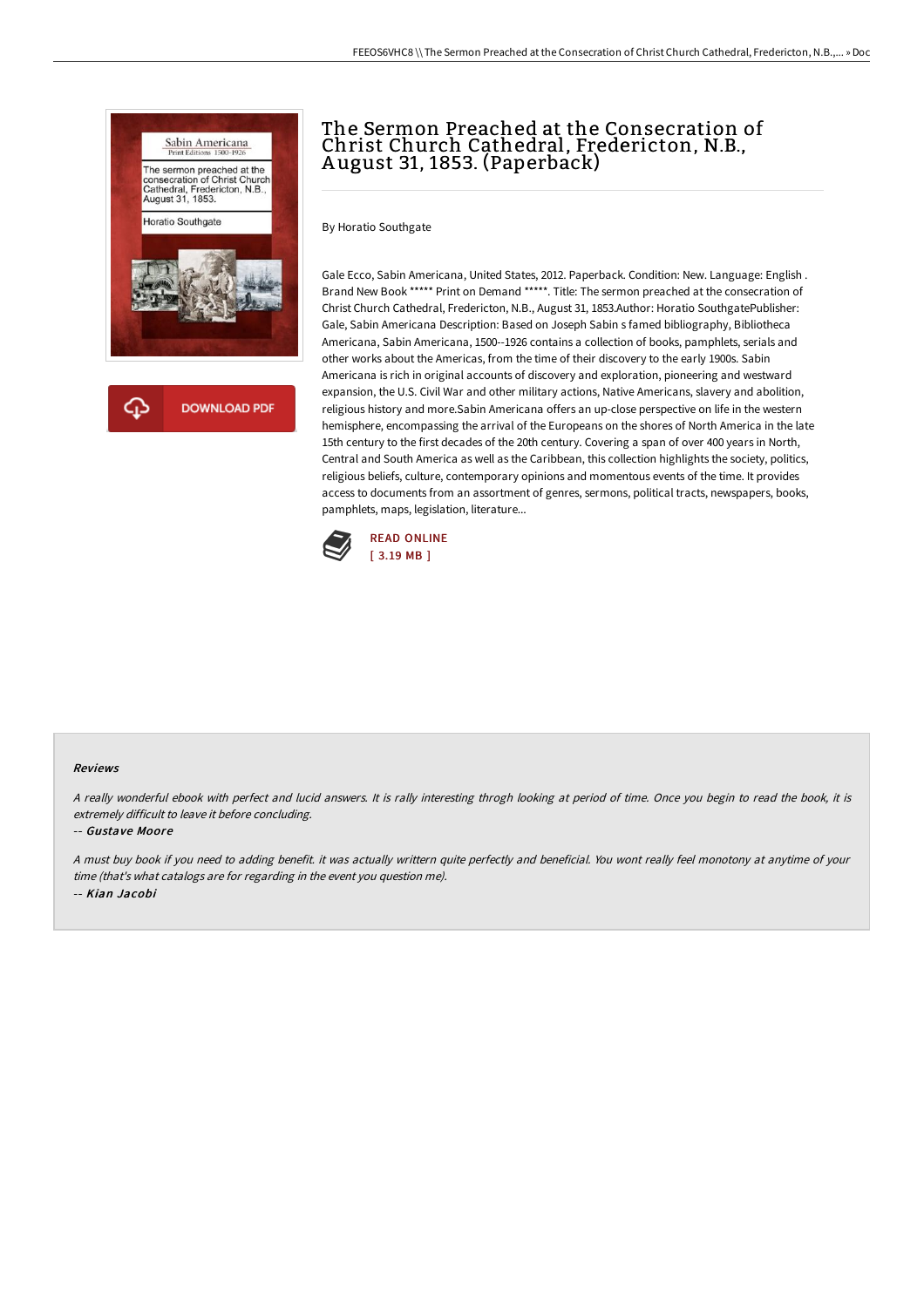# The Sermon Preached at the Consecration of Christ Church Cathedral, Fredericton, N.B., August 31, 1853. (Paperback)

By Horatio Southgate

Gale Ecco, Sabin Americana, United States, 2012. Paperback. Condition: New. Language: English . Brand New Book ***** Print on Demand *****. Title: The sermon preached at the consecration of Christ Church Cathedral, Fredericton, N.B., August 31, 1853.Author: Horatio SouthgatePublisher: Gale, Sabin Americana Description: Based on Joseph Sabin s famed bibliography, Bibliotheca Americana, Sabin Americana, 1500--1926 contains a collection of books, pamphlets, serials and other works about the Americas, from the time of their discovery to the early 1900s. Sabin Americana is rich in original accounts of discovery and exploration, pioneering and westward expansion, the U.S. Civil War and other military actions, Native Americans, slavery and abolition, religious history and more.Sabin Americana offers an up-close perspective on life in the western hemisphere, encompassing the arrival of the Europeans on the shores of North America in the late 15th century to the first decades of the 20th century. Covering a span of over 400 years in North, Central and South America as well as the Caribbean, this collection highlights the society, politics, religious beliefs, culture, contemporary opinions and momentous events of the time. It provides access to documents from an assortment of genres, sermons, political tracts, newspapers, books, pamphlets, maps, legislation, literature...

READ ONLINE
[ 3.19 MB ]

#### Reviews

*A really wonderful ebook with perfect and lucid answers. It is rally interesting throgh looking at period of time. Once you begin to read the book, it is extremely difficult to leave it before concluding.*

-- *Gustave Moore*

*A must buy book if you need to adding benefit. it was actually writtern quite perfectly and beneficial. You wont really feel monotony at anytime of your time (that's what catalogs are for regarding in the event you question me).*

-- *Kian Jacobi*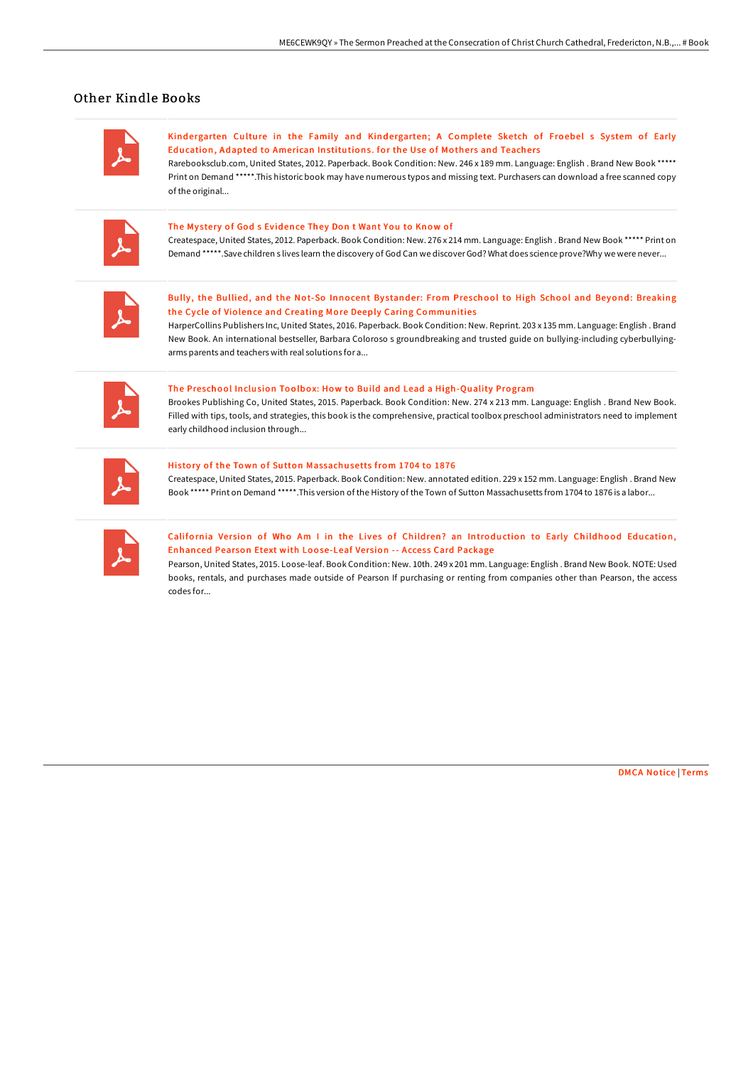## Other Kindle Books

**Kindergarten Culture in the Family and Kindergarten; A Complete Sketch of Froebel s System of Early Education, Adapted to American Institutions. for the Use of Mothers and Teachers**

Rarebooksclub.com, United States, 2012. Paperback. Book Condition: New. 246 x 189 mm. Language: English . Brand New Book ***** Print on Demand *****.This historic book may have numerous typos and missing text. Purchasers can download a free scanned copy of the original...

**The Mystery of God s Evidence They Don t Want You to Know of**

Createspace, United States, 2012. Paperback. Book Condition: New. 276 x 214 mm. Language: English . Brand New Book ***** Print on Demand *****.Save children s lives learn the discovery of God Can we discover God? What does science prove?Why we were never...

**Bully, the Bullied, and the Not-So Innocent Bystander: From Preschool to High School and Beyond: Breaking the Cycle of Violence and Creating More Deeply Caring Communities**

HarperCollins Publishers Inc, United States, 2016. Paperback. Book Condition: New. Reprint. 203 x 135 mm. Language: English . Brand New Book. An international bestseller, Barbara Coloroso s groundbreaking and trusted guide on bullying-including cyberbullying-arms parents and teachers with real solutions for a...

**The Preschool Inclusion Toolbox: How to Build and Lead a High-Quality Program**

Brookes Publishing Co, United States, 2015. Paperback. Book Condition: New. 274 x 213 mm. Language: English . Brand New Book. Filled with tips, tools, and strategies, this book is the comprehensive, practical toolbox preschool administrators need to implement early childhood inclusion through...

**History of the Town of Sutton Massachusetts from 1704 to 1876**

Createspace, United States, 2015. Paperback. Book Condition: New. annotated edition. 229 x 152 mm. Language: English . Brand New Book ***** Print on Demand *****.This version of the History of the Town of Sutton Massachusetts from 1704 to 1876 is a labor...

**California Version of Who Am I in the Lives of Children? an Introduction to Early Childhood Education, Enhanced Pearson Etext with Loose-Leaf Version -- Access Card Package**

Pearson, United States, 2015. Loose-leaf. Book Condition: New. 10th. 249 x 201 mm. Language: English . Brand New Book. NOTE: Used books, rentals, and purchases made outside of Pearson If purchasing or renting from companies other than Pearson, the access codes for...